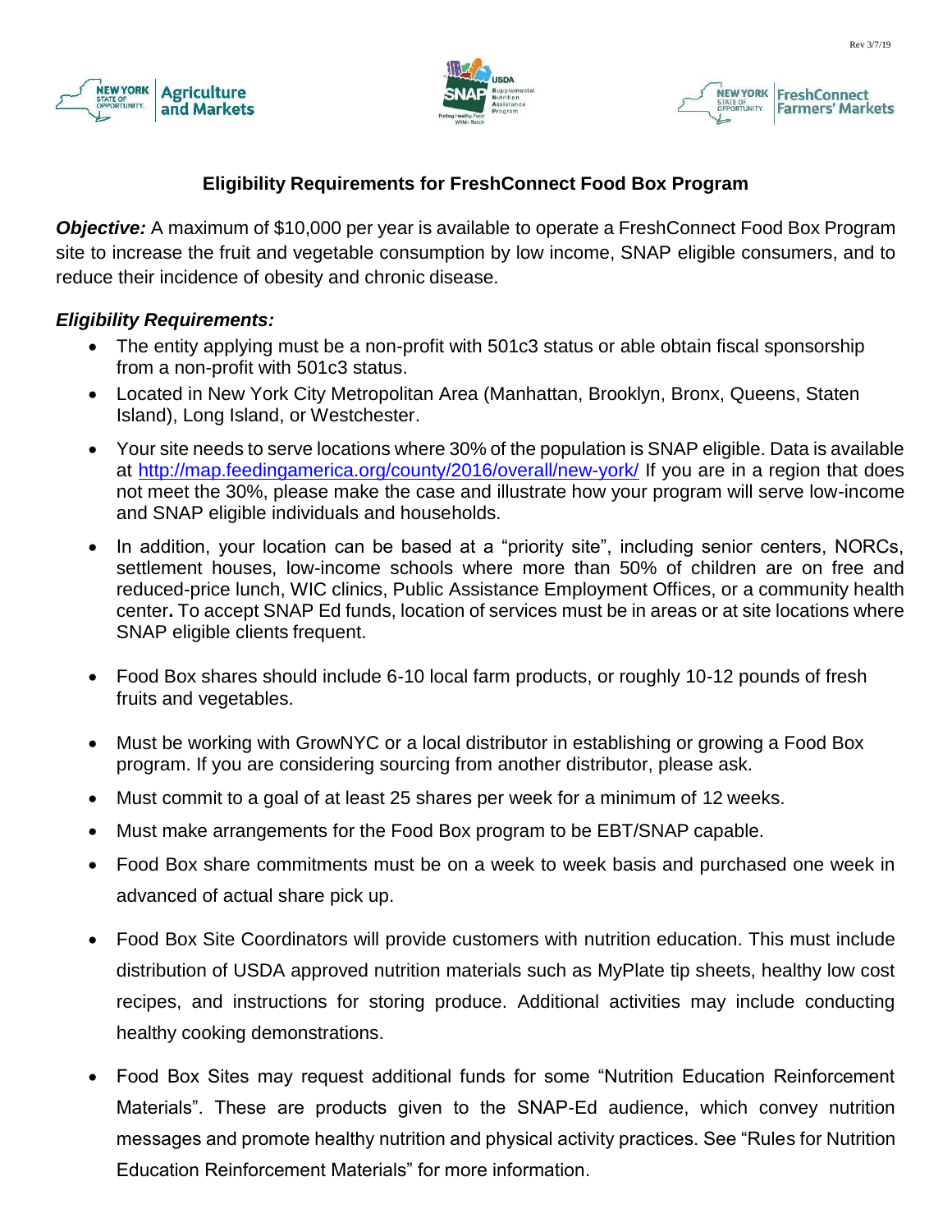## Eligibility Requirements for FreshConnect Food Box Program

***Objective:*** A maximum of $10,000 per year is available to operate a FreshConnect Food Box Program site to increase the fruit and vegetable consumption by low income, SNAP eligible consumers, and to reduce their incidence of obesity and chronic disease.

***Eligibility Requirements:***

- The entity applying must be a non-profit with 501c3 status or able obtain fiscal sponsorship from a non-profit with 501c3 status.
- Located in New York City Metropolitan Area (Manhattan, Brooklyn, Bronx, Queens, Staten Island), Long Island, or Westchester.
- Your site needs to serve locations where 30% of the population is SNAP eligible. Data is available at http://map.feedingamerica.org/county/2016/overall/new-york/ If you are in a region that does not meet the 30%, please make the case and illustrate how your program will serve low-income and SNAP eligible individuals and households.
- In addition, your location can be based at a "priority site", including senior centers, NORCs, settlement houses, low-income schools where more than 50% of children are on free and reduced-price lunch, WIC clinics, Public Assistance Employment Offices, or a community health center**.** To accept SNAP Ed funds, location of services must be in areas or at site locations where SNAP eligible clients frequent.
- Food Box shares should include 6-10 local farm products, or roughly 10-12 pounds of fresh fruits and vegetables.
- Must be working with GrowNYC or a local distributor in establishing or growing a Food Box program. If you are considering sourcing from another distributor, please ask.
- Must commit to a goal of at least 25 shares per week for a minimum of 12 weeks.
- Must make arrangements for the Food Box program to be EBT/SNAP capable.
- Food Box share commitments must be on a week to week basis and purchased one week in advanced of actual share pick up.
- Food Box Site Coordinators will provide customers with nutrition education. This must include distribution of USDA approved nutrition materials such as MyPlate tip sheets, healthy low cost recipes, and instructions for storing produce. Additional activities may include conducting healthy cooking demonstrations.
- Food Box Sites may request additional funds for some "Nutrition Education Reinforcement Materials". These are products given to the SNAP-Ed audience, which convey nutrition messages and promote healthy nutrition and physical activity practices. See "Rules for Nutrition Education Reinforcement Materials" for more information.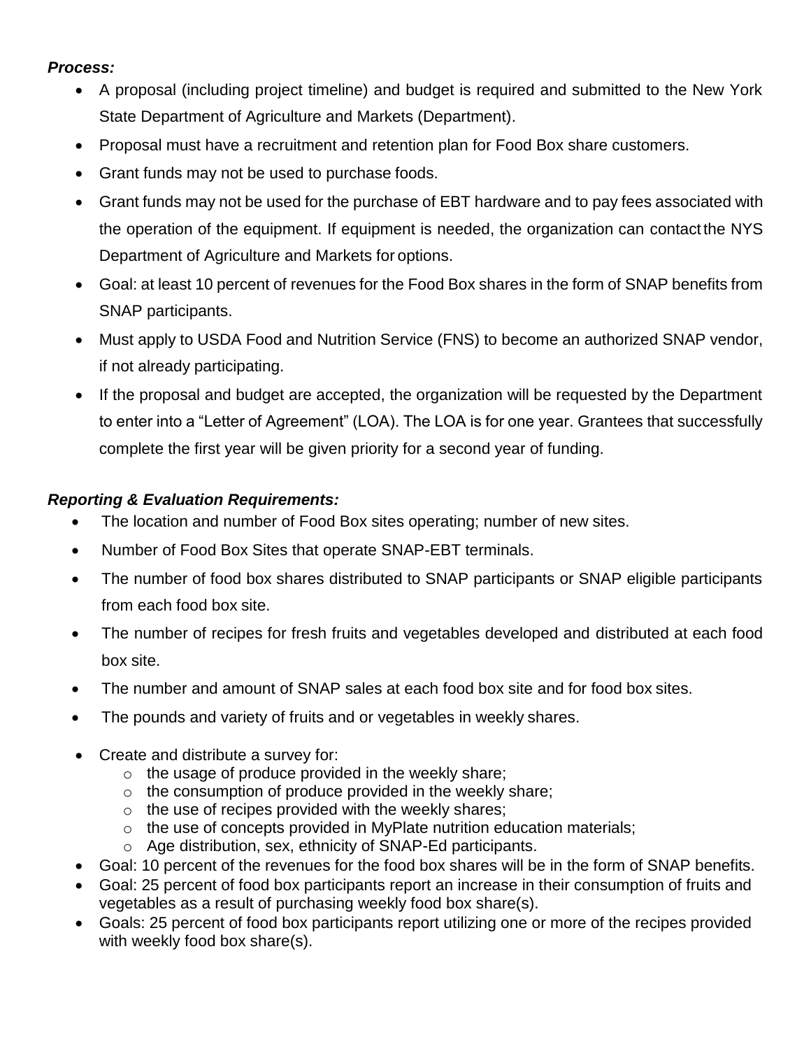***Process:***

- A proposal (including project timeline) and budget is required and submitted to the New York State Department of Agriculture and Markets (Department).
- Proposal must have a recruitment and retention plan for Food Box share customers.
- Grant funds may not be used to purchase foods.
- Grant funds may not be used for the purchase of EBT hardware and to pay fees associated with the operation of the equipment. If equipment is needed, the organization can contact the NYS Department of Agriculture and Markets for options.
- Goal: at least 10 percent of revenues for the Food Box shares in the form of SNAP benefits from SNAP participants.
- Must apply to USDA Food and Nutrition Service (FNS) to become an authorized SNAP vendor, if not already participating.
- If the proposal and budget are accepted, the organization will be requested by the Department to enter into a "Letter of Agreement" (LOA). The LOA is for one year. Grantees that successfully complete the first year will be given priority for a second year of funding.

***Reporting & Evaluation Requirements:***

- The location and number of Food Box sites operating; number of new sites.
- Number of Food Box Sites that operate SNAP-EBT terminals.
- The number of food box shares distributed to SNAP participants or SNAP eligible participants from each food box site.
- The number of recipes for fresh fruits and vegetables developed and distributed at each food box site.
- The number and amount of SNAP sales at each food box site and for food box sites.
- The pounds and variety of fruits and or vegetables in weekly shares.
- Create and distribute a survey for:
  - the usage of produce provided in the weekly share;
  - the consumption of produce provided in the weekly share;
  - the use of recipes provided with the weekly shares;
  - the use of concepts provided in MyPlate nutrition education materials;
  - Age distribution, sex, ethnicity of SNAP-Ed participants.
- Goal: 10 percent of the revenues for the food box shares will be in the form of SNAP benefits.
- Goal: 25 percent of food box participants report an increase in their consumption of fruits and vegetables as a result of purchasing weekly food box share(s).
- Goals: 25 percent of food box participants report utilizing one or more of the recipes provided with weekly food box share(s).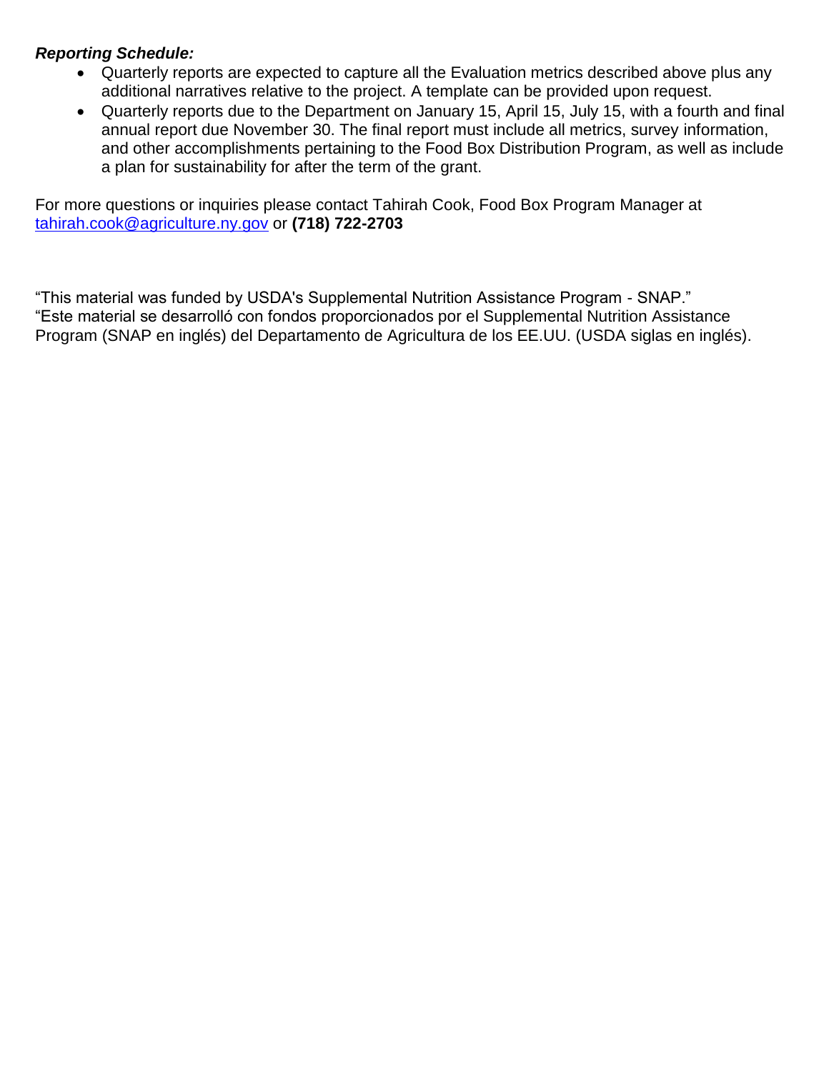***Reporting Schedule:***

- Quarterly reports are expected to capture all the Evaluation metrics described above plus any additional narratives relative to the project. A template can be provided upon request.
- Quarterly reports due to the Department on January 15, April 15, July 15, with a fourth and final annual report due November 30. The final report must include all metrics, survey information, and other accomplishments pertaining to the Food Box Distribution Program, as well as include a plan for sustainability for after the term of the grant.

For more questions or inquiries please contact Tahirah Cook, Food Box Program Manager at [tahirah.cook@agriculture.ny.gov](mailto:tahirah.cook@agriculture.ny.gov) or **(718) 722-2703**

"This material was funded by USDA's Supplemental Nutrition Assistance Program - SNAP."
"Este material se desarrolló con fondos proporcionados por el Supplemental Nutrition Assistance Program (SNAP en inglés) del Departamento de Agricultura de los EE.UU. (USDA siglas en inglés).